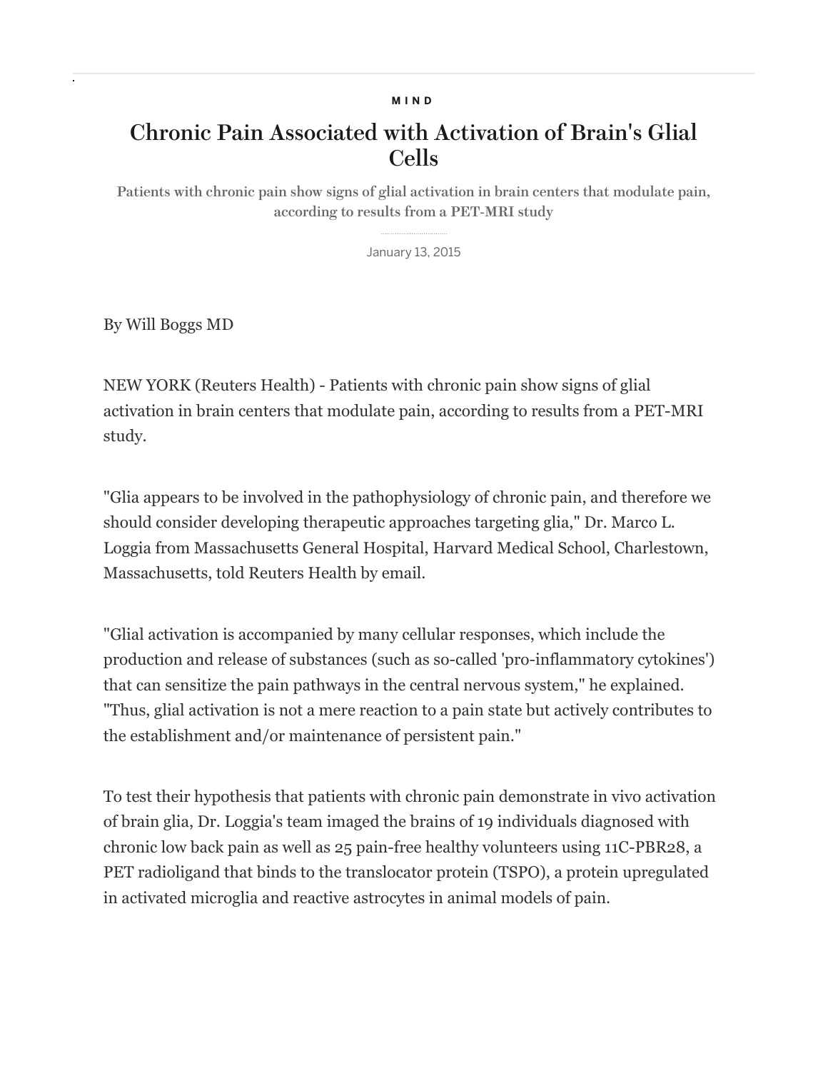MIND

# Chronic Pain Associated with Activation of Brain's Glial Cells

**Patients with chronic pain show signs of glial activation in brain centers that modulate pain, according to results from a PET-MRI study**

January 13, 2015

By Will Boggs MD

NEW YORK (Reuters Health) - Patients with chronic pain show signs of glial activation in brain centers that modulate pain, according to results from a PET-MRI study.

"Glia appears to be involved in the pathophysiology of chronic pain, and therefore we should consider developing therapeutic approaches targeting glia," Dr. Marco L. Loggia from Massachusetts General Hospital, Harvard Medical School, Charlestown, Massachusetts, told Reuters Health by email.

"Glial activation is accompanied by many cellular responses, which include the production and release of substances (such as so-called 'pro-inflammatory cytokines') that can sensitize the pain pathways in the central nervous system," he explained. "Thus, glial activation is not a mere reaction to a pain state but actively contributes to the establishment and/or maintenance of persistent pain."

To test their hypothesis that patients with chronic pain demonstrate in vivo activation of brain glia, Dr. Loggia's team imaged the brains of 19 individuals diagnosed with chronic low back pain as well as 25 pain-free healthy volunteers using 11C-PBR28, a PET radioligand that binds to the translocator protein (TSPO), a protein upregulated in activated microglia and reactive astrocytes in animal models of pain.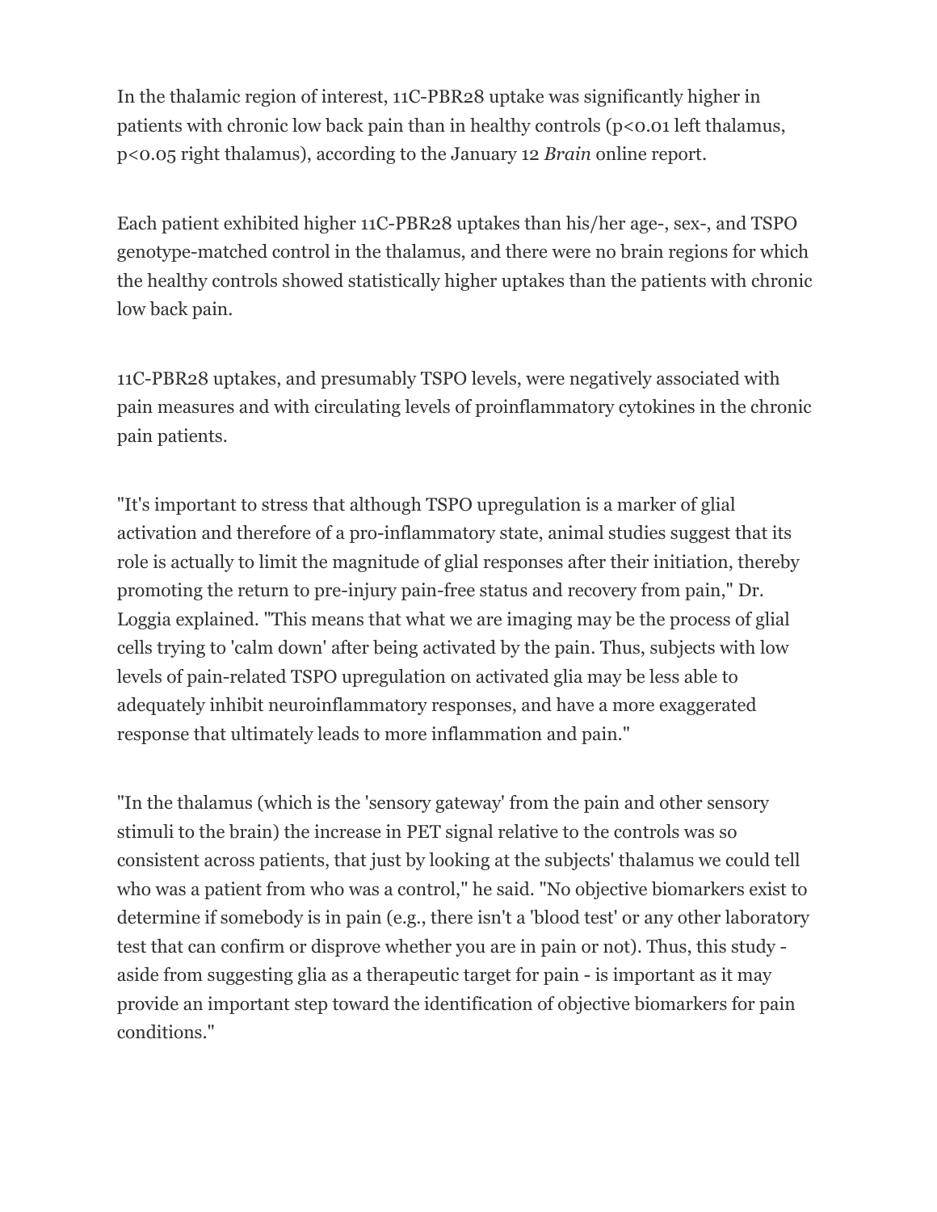In the thalamic region of interest, 11C-PBR28 uptake was significantly higher in patients with chronic low back pain than in healthy controls ($p<0.01$ left thalamus, $p<0.05$ right thalamus), according to the January 12 *Brain* online report.

Each patient exhibited higher 11C-PBR28 uptakes than his/her age-, sex-, and TSPO genotype-matched control in the thalamus, and there were no brain regions for which the healthy controls showed statistically higher uptakes than the patients with chronic low back pain.

11C-PBR28 uptakes, and presumably TSPO levels, were negatively associated with pain measures and with circulating levels of proinflammatory cytokines in the chronic pain patients.

"It's important to stress that although TSPO upregulation is a marker of glial activation and therefore of a pro-inflammatory state, animal studies suggest that its role is actually to limit the magnitude of glial responses after their initiation, thereby promoting the return to pre-injury pain-free status and recovery from pain," Dr. Loggia explained. "This means that what we are imaging may be the process of glial cells trying to 'calm down' after being activated by the pain. Thus, subjects with low levels of pain-related TSPO upregulation on activated glia may be less able to adequately inhibit neuroinflammatory responses, and have a more exaggerated response that ultimately leads to more inflammation and pain."

"In the thalamus (which is the 'sensory gateway' from the pain and other sensory stimuli to the brain) the increase in PET signal relative to the controls was so consistent across patients, that just by looking at the subjects' thalamus we could tell who was a patient from who was a control," he said. "No objective biomarkers exist to determine if somebody is in pain (e.g., there isn't a 'blood test' or any other laboratory test that can confirm or disprove whether you are in pain or not). Thus, this study - aside from suggesting glia as a therapeutic target for pain - is important as it may provide an important step toward the identification of objective biomarkers for pain conditions."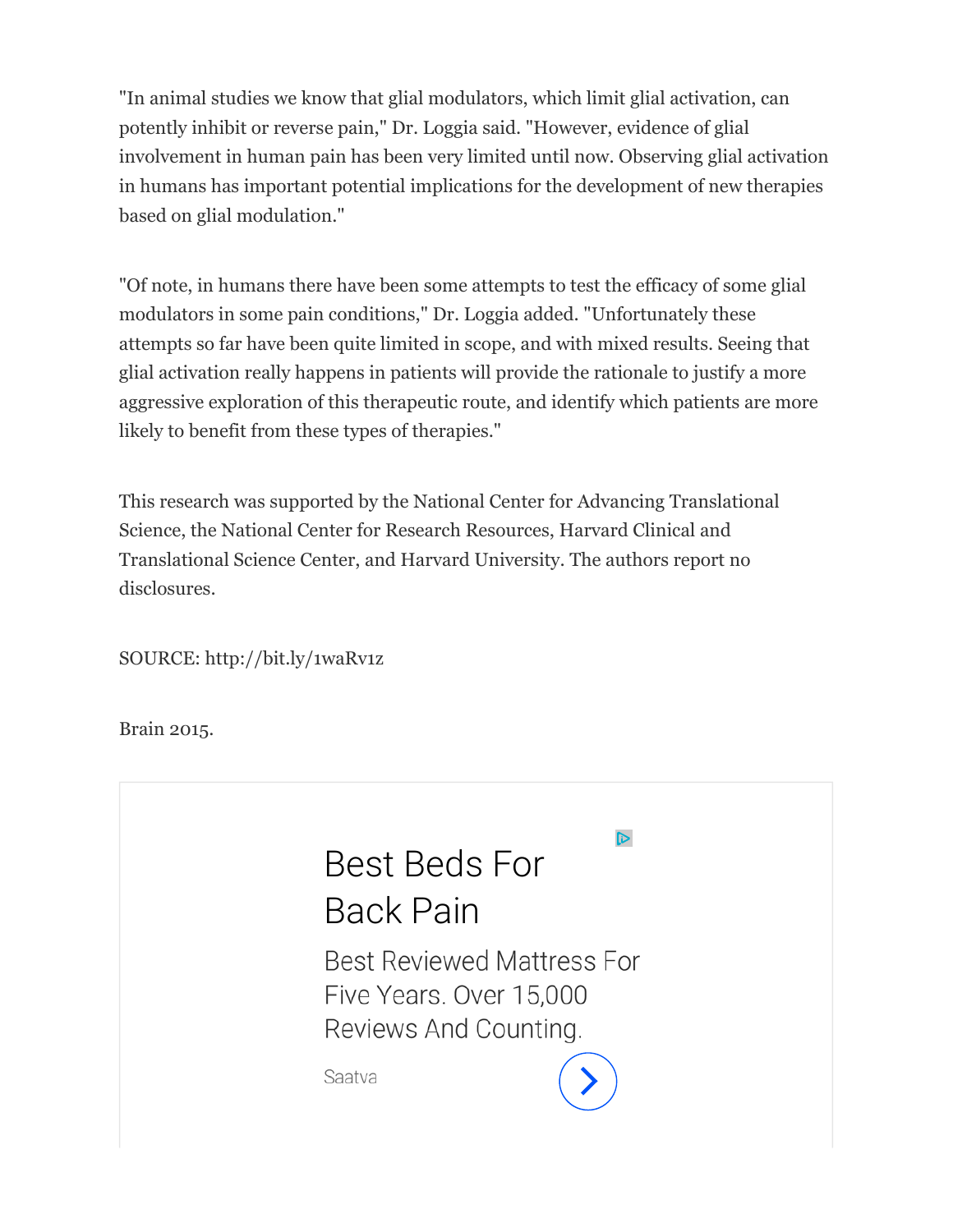"In animal studies we know that glial modulators, which limit glial activation, can potently inhibit or reverse pain," Dr. Loggia said. "However, evidence of glial involvement in human pain has been very limited until now. Observing glial activation in humans has important potential implications for the development of new therapies based on glial modulation."

"Of note, in humans there have been some attempts to test the efficacy of some glial modulators in some pain conditions," Dr. Loggia added. "Unfortunately these attempts so far have been quite limited in scope, and with mixed results. Seeing that glial activation really happens in patients will provide the rationale to justify a more aggressive exploration of this therapeutic route, and identify which patients are more likely to benefit from these types of therapies."

This research was supported by the National Center for Advancing Translational Science, the National Center for Research Resources, Harvard Clinical and Translational Science Center, and Harvard University. The authors report no disclosures.

SOURCE: http://bit.ly/1waRv1z

Brain 2015.

Best Beds For Back Pain

Best Reviewed Mattress For Five Years. Over 15,000 Reviews And Counting.

Saatva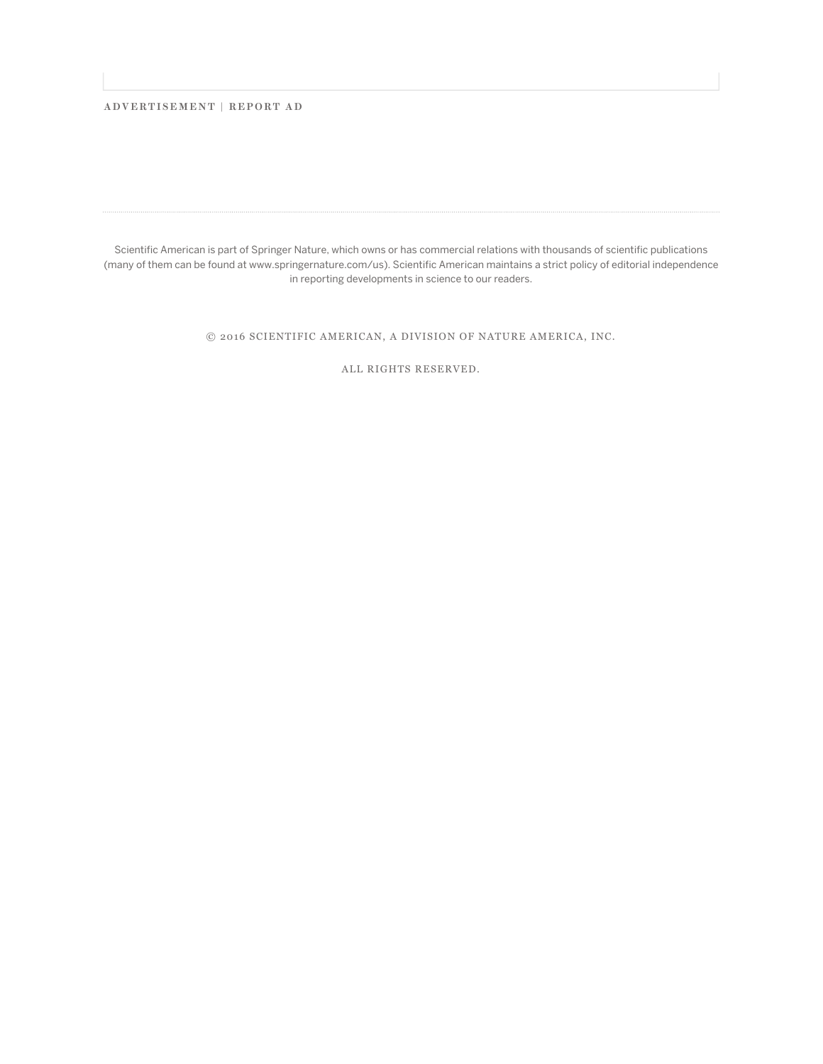ADVERTISEMENT | REPORT AD

Scientific American is part of Springer Nature, which owns or has commercial relations with thousands of scientific publications (many of them can be found at www.springernature.com/us). Scientific American maintains a strict policy of editorial independence in reporting developments in science to our readers.

© 2016 SCIENTIFIC AMERICAN, A DIVISION OF NATURE AMERICA, INC.

ALL RIGHTS RESERVED.